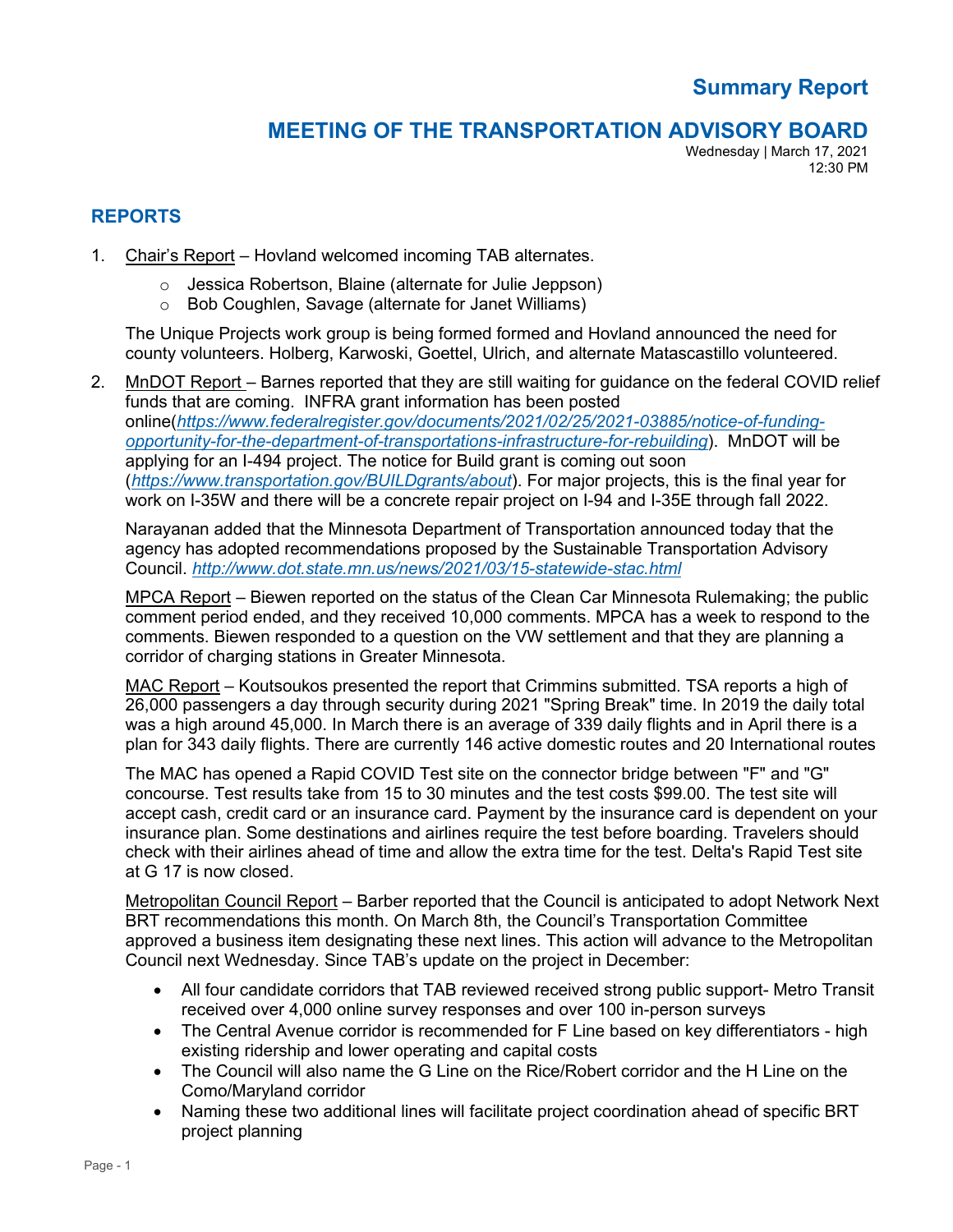# Summary Report

# MEETING OF THE TRANSPORTATION ADVISORY BOARD

Wednesday | March 17, 2021
12:30 PM

## REPORTS

1. Chair's Report – Hovland welcomed incoming TAB alternates.

   - Jessica Robertson, Blaine (alternate for Julie Jeppson)
   - Bob Coughlen, Savage (alternate for Janet Williams)

   The Unique Projects work group is being formed formed and Hovland announced the need for county volunteers. Holberg, Karwoski, Goettel, Ulrich, and alternate Matascastillo volunteered.

2. MnDOT Report – Barnes reported that they are still waiting for guidance on the federal COVID relief funds that are coming. INFRA grant information has been posted online(*https://www.federalregister.gov/documents/2021/02/25/2021-03885/notice-of-funding-opportunity-for-the-department-of-transportations-infrastructure-for-rebuilding*). MnDOT will be applying for an I-494 project. The notice for Build grant is coming out soon (*https://www.transportation.gov/BUILDgrants/about*). For major projects, this is the final year for work on I-35W and there will be a concrete repair project on I-94 and I-35E through fall 2022.

   Narayanan added that the Minnesota Department of Transportation announced today that the agency has adopted recommendations proposed by the Sustainable Transportation Advisory Council. *http://www.dot.state.mn.us/news/2021/03/15-statewide-stac.html*

   MPCA Report – Biewen reported on the status of the Clean Car Minnesota Rulemaking; the public comment period ended, and they received 10,000 comments. MPCA has a week to respond to the comments. Biewen responded to a question on the VW settlement and that they are planning a corridor of charging stations in Greater Minnesota.

   MAC Report – Koutsoukos presented the report that Crimmins submitted. TSA reports a high of 26,000 passengers a day through security during 2021 "Spring Break" time. In 2019 the daily total was a high around 45,000. In March there is an average of 339 daily flights and in April there is a plan for 343 daily flights. There are currently 146 active domestic routes and 20 International routes

   The MAC has opened a Rapid COVID Test site on the connector bridge between "F" and "G" concourse. Test results take from 15 to 30 minutes and the test costs $99.00. The test site will accept cash, credit card or an insurance card. Payment by the insurance card is dependent on your insurance plan. Some destinations and airlines require the test before boarding. Travelers should check with their airlines ahead of time and allow the extra time for the test. Delta's Rapid Test site at G 17 is now closed.

   Metropolitan Council Report – Barber reported that the Council is anticipated to adopt Network Next BRT recommendations this month. On March 8th, the Council's Transportation Committee approved a business item designating these next lines. This action will advance to the Metropolitan Council next Wednesday. Since TAB's update on the project in December:

   - All four candidate corridors that TAB reviewed received strong public support- Metro Transit received over 4,000 online survey responses and over 100 in-person surveys
   - The Central Avenue corridor is recommended for F Line based on key differentiators - high existing ridership and lower operating and capital costs
   - The Council will also name the G Line on the Rice/Robert corridor and the H Line on the Como/Maryland corridor
   - Naming these two additional lines will facilitate project coordination ahead of specific BRT project planning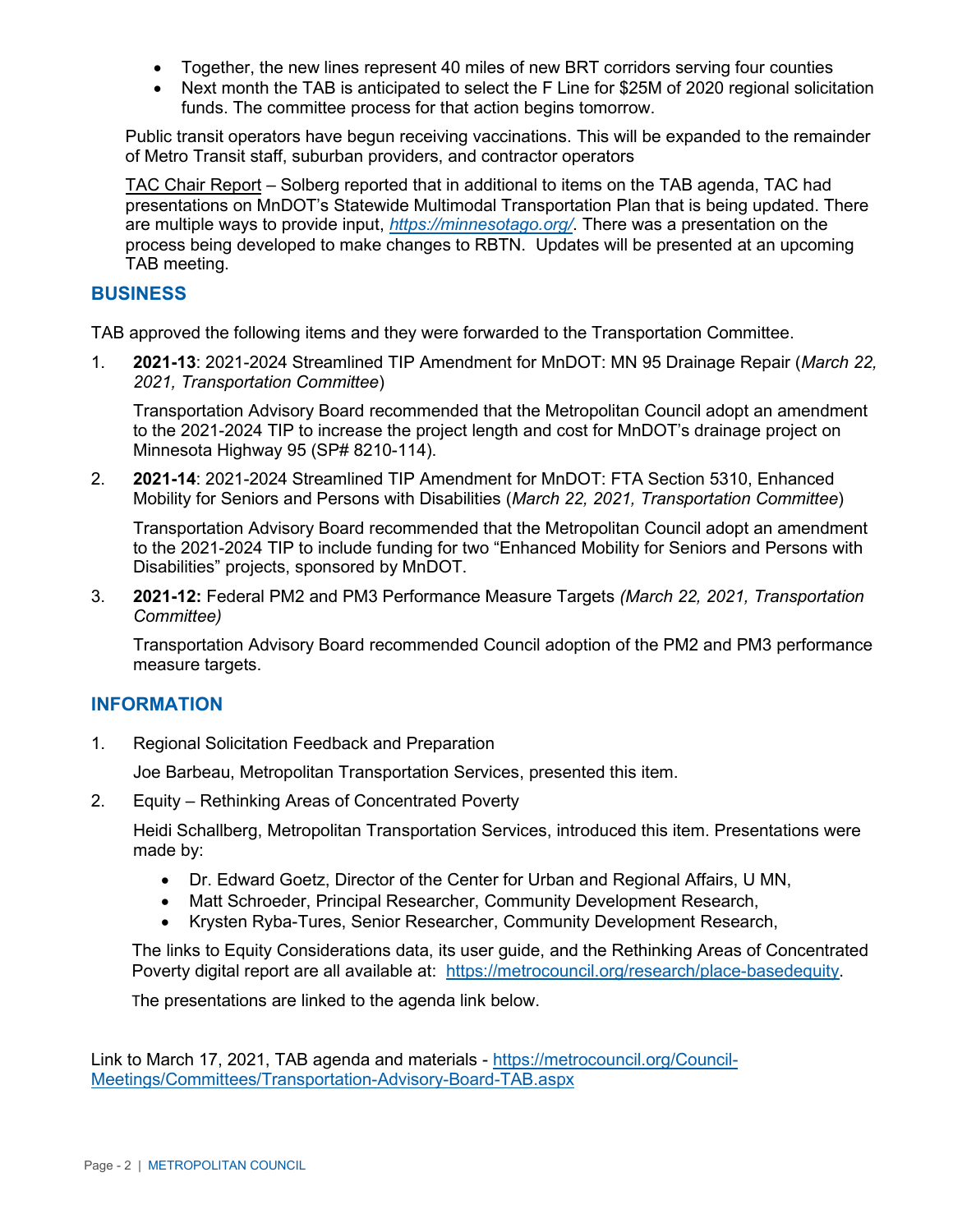- Together, the new lines represent 40 miles of new BRT corridors serving four counties
- Next month the TAB is anticipated to select the F Line for $25M of 2020 regional solicitation funds. The committee process for that action begins tomorrow.

Public transit operators have begun receiving vaccinations. This will be expanded to the remainder of Metro Transit staff, suburban providers, and contractor operators

TAC Chair Report – Solberg reported that in additional to items on the TAB agenda, TAC had presentations on MnDOT's Statewide Multimodal Transportation Plan that is being updated. There are multiple ways to provide input, *https://minnesotago.org/*. There was a presentation on the process being developed to make changes to RBTN. Updates will be presented at an upcoming TAB meeting.

## BUSINESS

TAB approved the following items and they were forwarded to the Transportation Committee.

1. **2021-13**: 2021-2024 Streamlined TIP Amendment for MnDOT: MN 95 Drainage Repair (*March 22, 2021, Transportation Committee*)

   Transportation Advisory Board recommended that the Metropolitan Council adopt an amendment to the 2021-2024 TIP to increase the project length and cost for MnDOT's drainage project on Minnesota Highway 95 (SP# 8210-114).

2. **2021-14**: 2021-2024 Streamlined TIP Amendment for MnDOT: FTA Section 5310, Enhanced Mobility for Seniors and Persons with Disabilities (*March 22, 2021, Transportation Committee*)

   Transportation Advisory Board recommended that the Metropolitan Council adopt an amendment to the 2021-2024 TIP to include funding for two "Enhanced Mobility for Seniors and Persons with Disabilities" projects, sponsored by MnDOT.

3. **2021-12:** Federal PM2 and PM3 Performance Measure Targets *(March 22, 2021, Transportation Committee)*

   Transportation Advisory Board recommended Council adoption of the PM2 and PM3 performance measure targets.

## INFORMATION

1. Regional Solicitation Feedback and Preparation

   Joe Barbeau, Metropolitan Transportation Services, presented this item.

2. Equity – Rethinking Areas of Concentrated Poverty

   Heidi Schallberg, Metropolitan Transportation Services, introduced this item. Presentations were made by:

   - Dr. Edward Goetz, Director of the Center for Urban and Regional Affairs, U MN,
   - Matt Schroeder, Principal Researcher, Community Development Research,
   - Krysten Ryba-Tures, Senior Researcher, Community Development Research,

   The links to Equity Considerations data, its user guide, and the Rethinking Areas of Concentrated Poverty digital report are all available at: https://metrocouncil.org/research/place-basedequity.

   The presentations are linked to the agenda link below.

Link to March 17, 2021, TAB agenda and materials - https://metrocouncil.org/Council-Meetings/Committees/Transportation-Advisory-Board-TAB.aspx